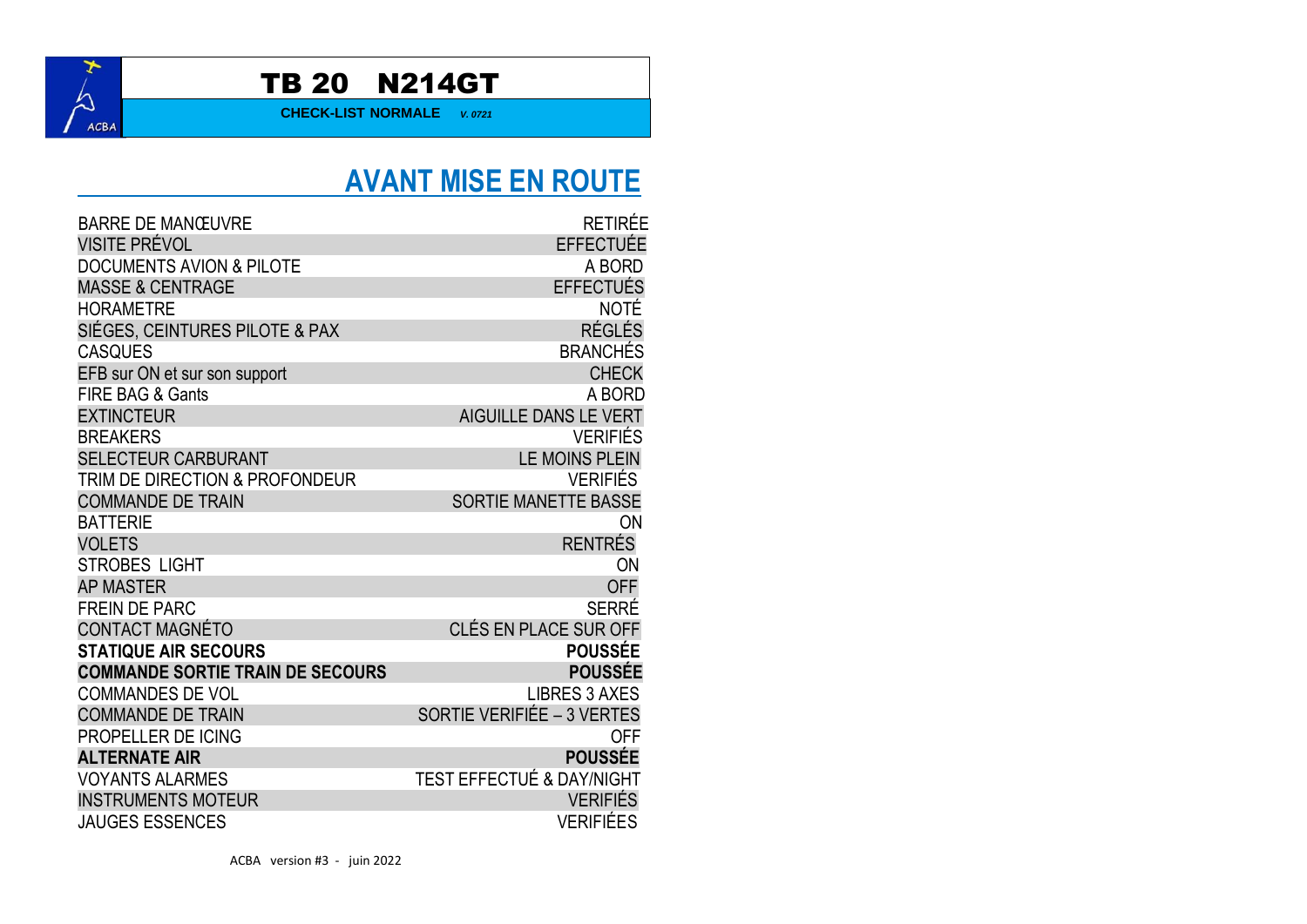# TB 20 N214GT

**CHECK-LIST NORMALE** *V. 0721*

## AVANT MISE EN ROUTE

| | |
|---|---|
| BARRE DE MANŒUVRE | RETIRÉE |
| VISITE PRÉVOL | EFFECTUÉE |
| DOCUMENTS AVION & PILOTE | A BORD |
| MASSE & CENTRAGE | EFFECTUÉS |
| HORAMETRE | NOTÉ |
| SIÉGES, CEINTURES PILOTE & PAX | RÉGLÉS |
| CASQUES | BRANCHÉS |
| EFB sur ON et sur son support | CHECK |
| FIRE BAG & Gants | A BORD |
| EXTINCTEUR | AIGUILLE DANS LE VERT |
| BREAKERS | VERIFIÉS |
| SELECTEUR CARBURANT | LE MOINS PLEIN |
| TRIM DE DIRECTION & PROFONDEUR | VERIFIÉS |
| COMMANDE DE TRAIN | SORTIE MANETTE BASSE |
| BATTERIE | ON |
| VOLETS | RENTRÉS |
| STROBES LIGHT | ON |
| AP MASTER | OFF |
| FREIN DE PARC | SERRÉ |
| CONTACT MAGNÉTO | CLÉS EN PLACE SUR OFF |
| **STATIQUE AIR SECOURS** | **POUSSÉE** |
| **COMMANDE SORTIE TRAIN DE SECOURS** | **POUSSÉE** |
| COMMANDES DE VOL | LIBRES 3 AXES |
| COMMANDE DE TRAIN | SORTIE VERIFIÉE – 3 VERTES |
| PROPELLER DE ICING | OFF |
| **ALTERNATE AIR** | **POUSSÉE** |
| VOYANTS ALARMES | TEST EFFECTUÉ & DAY/NIGHT |
| INSTRUMENTS MOTEUR | VERIFIÉS |
| JAUGES ESSENCES | VERIFIÉES |

ACBA version #3 - juin 2022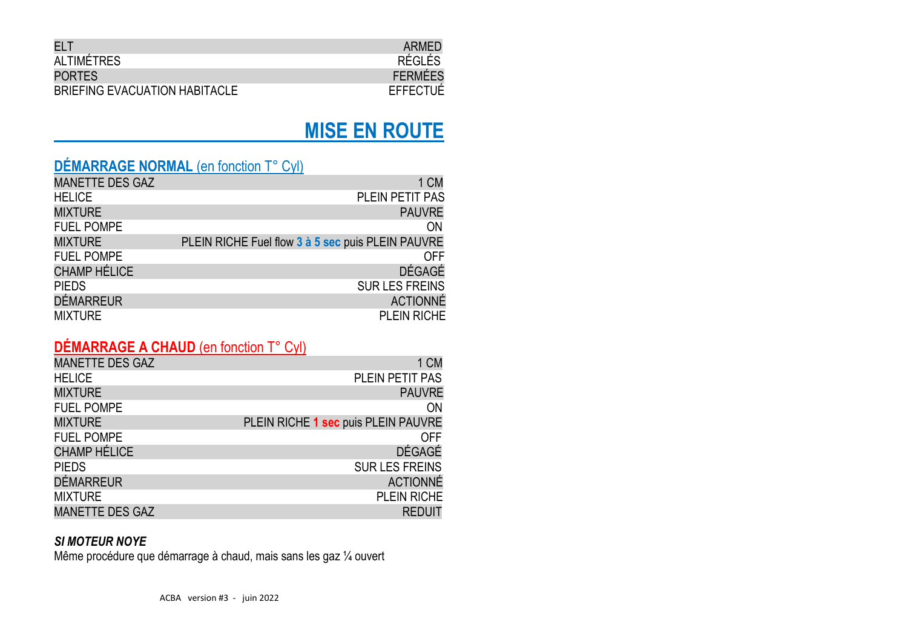| | |
|---|---|
| ELT | ARMED |
| ALTIMÉTRES | RÉGLÉS |
| PORTES | FERMÉES |
| BRIEFING EVACUATION HABITACLE | EFFECTUÉ |

# MISE EN ROUTE

## DÉMARRAGE NORMAL (en fonction T° Cyl)

| | |
|---|---|
| MANETTE DES GAZ | 1 CM |
| HELICE | PLEIN PETIT PAS |
| MIXTURE | PAUVRE |
| FUEL POMPE | ON |
| MIXTURE | PLEIN RICHE Fuel flow **3 à 5 sec** puis PLEIN PAUVRE |
| FUEL POMPE | OFF |
| CHAMP HÉLICE | DÉGAGÉ |
| PIEDS | SUR LES FREINS |
| DÉMARREUR | ACTIONNÉ |
| MIXTURE | PLEIN RICHE |

## DÉMARRAGE A CHAUD (en fonction T° Cyl)

| | |
|---|---|
| MANETTE DES GAZ | 1 CM |
| HELICE | PLEIN PETIT PAS |
| MIXTURE | PAUVRE |
| FUEL POMPE | ON |
| MIXTURE | PLEIN RICHE **1 sec** puis PLEIN PAUVRE |
| FUEL POMPE | OFF |
| CHAMP HÉLICE | DÉGAGÉ |
| PIEDS | SUR LES FREINS |
| DÉMARREUR | ACTIONNÉ |
| MIXTURE | PLEIN RICHE |
| MANETTE DES GAZ | REDUIT |

***SI MOTEUR NOYE***

Même procédure que démarrage à chaud, mais sans les gaz ¼ ouvert

ACBA version #3 - juin 2022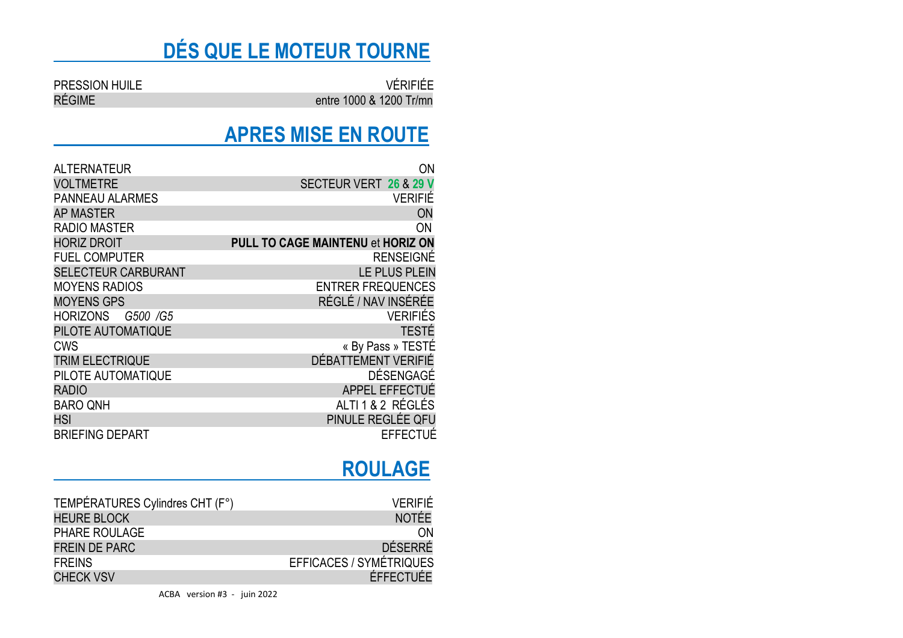## DÉS QUE LE MOTEUR TOURNE

| | |
|---|---|
| PRESSION HUILE | VÉRIFIÉE |
| RÉGIME | entre 1000 & 1200 Tr/mn |

## APRES MISE EN ROUTE

| | |
|---|---|
| ALTERNATEUR | ON |
| VOLTMETRE | SECTEUR VERT **26** & **29 V** |
| PANNEAU ALARMES | VERIFIÉ |
| AP MASTER | ON |
| RADIO MASTER | ON |
| HORIZ DROIT | **PULL TO CAGE MAINTENU** et **HORIZ ON** |
| FUEL COMPUTER | RENSEIGNÉ |
| SELECTEUR CARBURANT | LE PLUS PLEIN |
| MOYENS RADIOS | ENTRER FREQUENCES |
| MOYENS GPS | RÉGLÉ / NAV INSÉRÉE |
| HORIZONS *G500 /G5* | VERIFIÉS |
| PILOTE AUTOMATIQUE | TESTÉ |
| CWS | « By Pass » TESTÉ |
| TRIM ELECTRIQUE | DÉBATTEMENT VERIFIÉ |
| PILOTE AUTOMATIQUE | DÉSENGAGÉ |
| RADIO | APPEL EFFECTUÉ |
| BARO QNH | ALTI 1 & 2 RÉGLÉS |
| HSI | PINULE REGLÉE QFU |
| BRIEFING DEPART | EFFECTUÉ |

## ROULAGE

| | |
|---|---|
| TEMPÉRATURES Cylindres CHT (F°) | VERIFIÉ |
| HEURE BLOCK | NOTÉE |
| PHARE ROULAGE | ON |
| FREIN DE PARC | DÉSERRÉ |
| FREINS | EFFICACES / SYMÉTRIQUES |
| CHECK VSV | ÉFFECTUÉE |

ACBA version #3 - juin 2022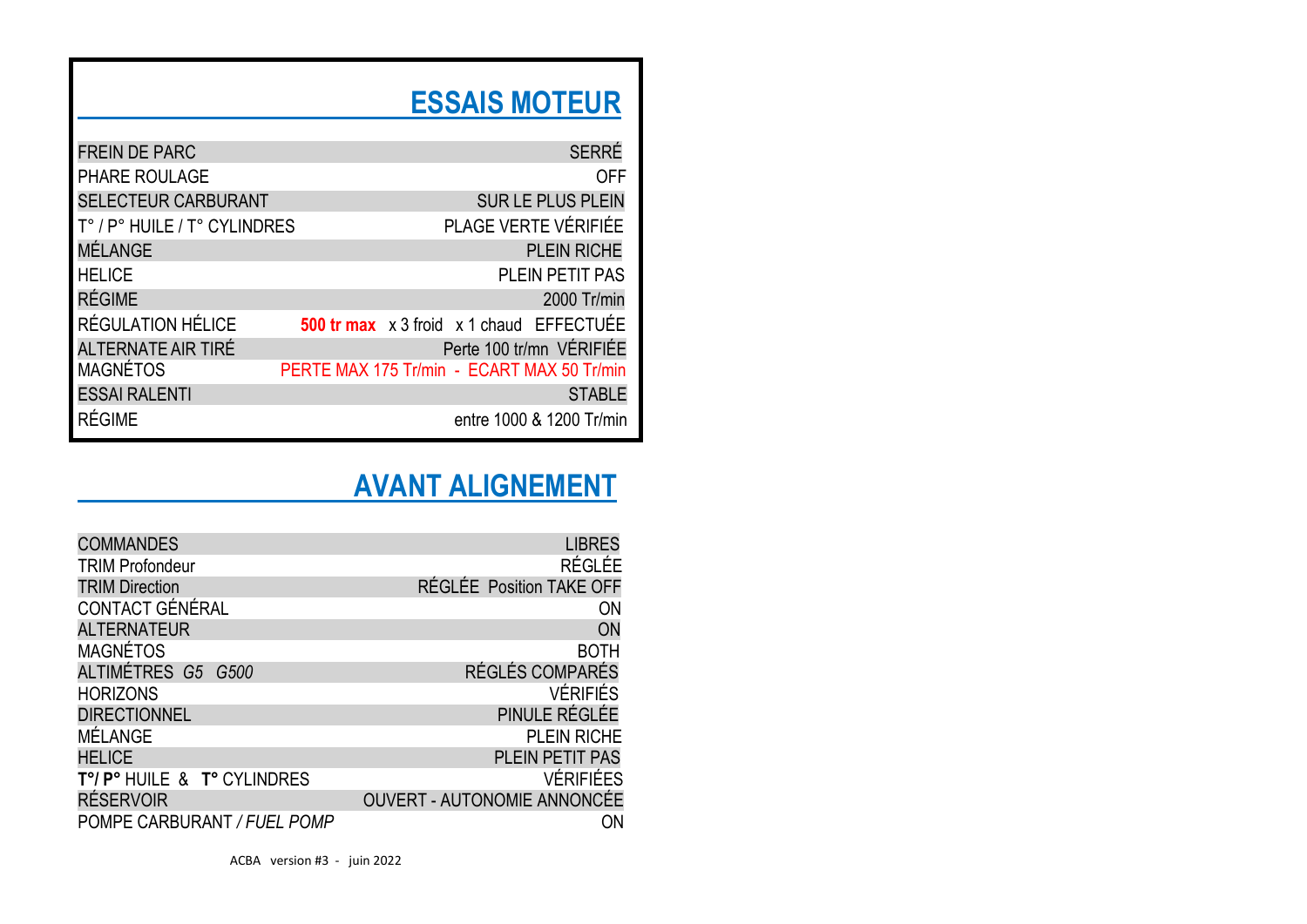## ESSAIS MOTEUR

| | |
|---|---|
| FREIN DE PARC | SERRÉ |
| PHARE ROULAGE | OFF |
| SELECTEUR CARBURANT | SUR LE PLUS PLEIN |
| T° / P° HUILE / T° CYLINDRES | PLAGE VERTE VÉRIFIÉE |
| MÉLANGE | PLEIN RICHE |
| HELICE | PLEIN PETIT PAS |
| RÉGIME | 2000 Tr/min |
| RÉGULATION HÉLICE | **500 tr max** x 3 froid x 1 chaud EFFECTUÉE |
| ALTERNATE AIR TIRÉ | Perte 100 tr/mn VÉRIFIÉE |
| MAGNÉTOS | PERTE MAX 175 Tr/min - ECART MAX 50 Tr/min |
| ESSAI RALENTI | STABLE |
| RÉGIME | entre 1000 & 1200 Tr/min |

## AVANT ALIGNEMENT

| | |
|---|---|
| COMMANDES | LIBRES |
| TRIM Profondeur | RÉGLÉE |
| TRIM Direction | RÉGLÉE Position TAKE OFF |
| CONTACT GÉNÉRAL | ON |
| ALTERNATEUR | ON |
| MAGNÉTOS | BOTH |
| ALTIMÉTRES *G5 G500* | RÉGLÉS COMPARÉS |
| HORIZONS | VÉRIFIÉS |
| DIRECTIONNEL | PINULE RÉGLÉE |
| MÉLANGE | PLEIN RICHE |
| HELICE | PLEIN PETIT PAS |
| **T°/ P°** HUILE & **T°** CYLINDRES | VÉRIFIÉES |
| RÉSERVOIR | OUVERT - AUTONOMIE ANNONCÉE |
| POMPE CARBURANT / *FUEL POMP* | ON |

ACBA version #3 - juin 2022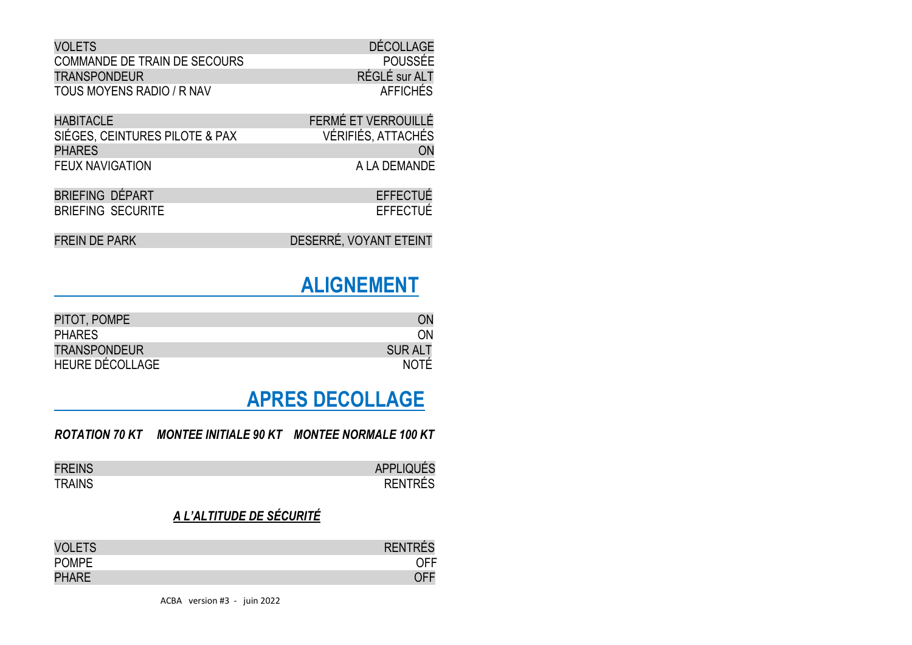| | |
|---|---|
| VOLETS | DÉCOLLAGE |
| COMMANDE DE TRAIN DE SECOURS | POUSSÉE |
| TRANSPONDEUR | RÉGLÉ sur ALT |
| TOUS MOYENS RADIO / R NAV | AFFICHÉS |

| | |
|---|---|
| HABITACLE | FERMÉ ET VERROUILLÉ |
| SIÉGES, CEINTURES PILOTE & PAX | VÉRIFIÉS, ATTACHÉS |
| PHARES | ON |
| FEUX NAVIGATION | A LA DEMANDE |

| | |
|---|---|
| BRIEFING DÉPART | EFFECTUÉ |
| BRIEFING SECURITE | EFFECTUÉ |

| | |
|---|---|
| FREIN DE PARK | DESERRÉ, VOYANT ETEINT |

## ALIGNEMENT

| | |
|---|---|
| PITOT, POMPE | ON |
| PHARES | ON |
| TRANSPONDEUR | SUR ALT |
| HEURE DÉCOLLAGE | NOTÉ |

## APRES DECOLLAGE

***ROTATION 70 KT MONTEE INITIALE 90 KT MONTEE NORMALE 100 KT***

| | |
|---|---|
| FREINS | APPLIQUÉS |
| TRAINS | RENTRÉS |

***A L'ALTITUDE DE SÉCURITÉ***

| | |
|---|---|
| VOLETS | RENTRÉS |
| POMPE | OFF |
| PHARE | OFF |

ACBA version #3 - juin 2022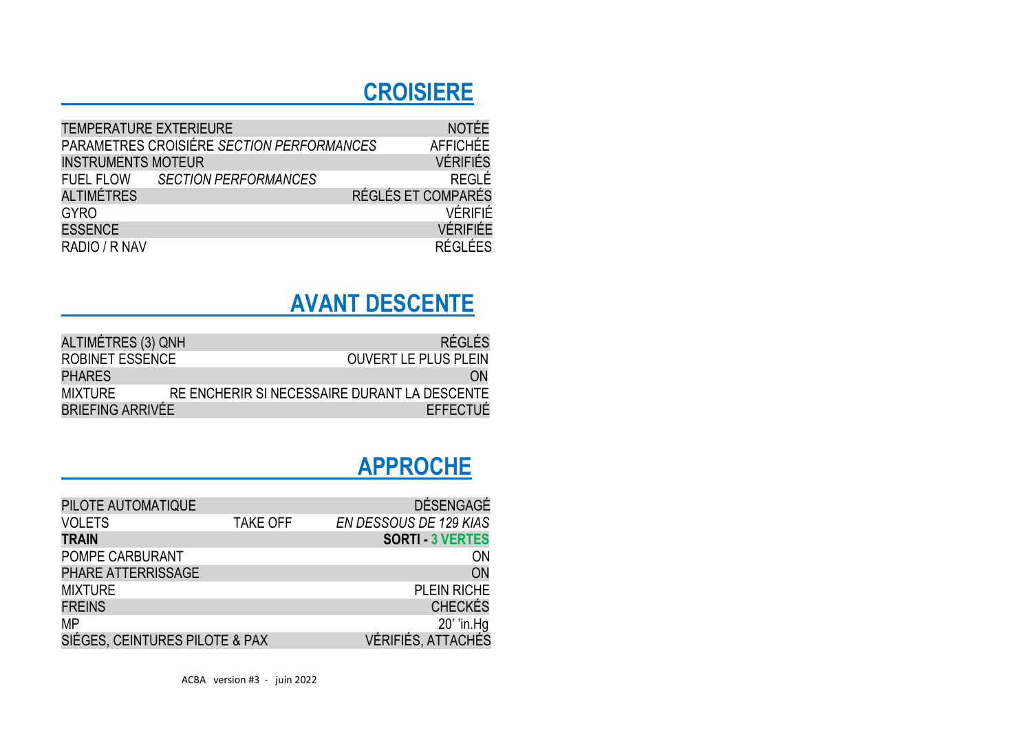## CROISIERE

| | |
|---|---|
| TEMPERATURE EXTERIEURE | NOTÉE |
| PARAMETRES CROISIÉRE *SECTION PERFORMANCES* | AFFICHÉE |
| INSTRUMENTS MOTEUR | VÉRIFIÉS |
| FUEL FLOW *SECTION PERFORMANCES* | REGLÉ |
| ALTIMÉTRES | RÉGLÉS ET COMPARÉS |
| GYRO | VÉRIFIÉ |
| ESSENCE | VÉRIFIÉE |
| RADIO / R NAV | RÉGLÉES |

## AVANT DESCENTE

| | |
|---|---|
| ALTIMÉTRES (3) QNH | RÉGLÉS |
| ROBINET ESSENCE | OUVERT LE PLUS PLEIN |
| PHARES | ON |
| MIXTURE | RE ENCHERIR SI NECESSAIRE DURANT LA DESCENTE |
| BRIEFING ARRIVÉE | EFFECTUÉ |

## APPROCHE

| | | |
|---|---|---|
| PILOTE AUTOMATIQUE | | DÉSENGAGÉ |
| VOLETS | TAKE OFF | *EN DESSOUS DE 129 KIAS* |
| **TRAIN** | | **SORTI - 3 VERTES** |
| POMPE CARBURANT | | ON |
| PHARE ATTERRISSAGE | | ON |
| MIXTURE | | PLEIN RICHE |
| FREINS | | CHECKÉS |
| MP | | 20' 'in.Hg |
| SIÉGES, CEINTURES PILOTE & PAX | | VÉRIFIÉS, ATTACHÉS |

ACBA version #3 - juin 2022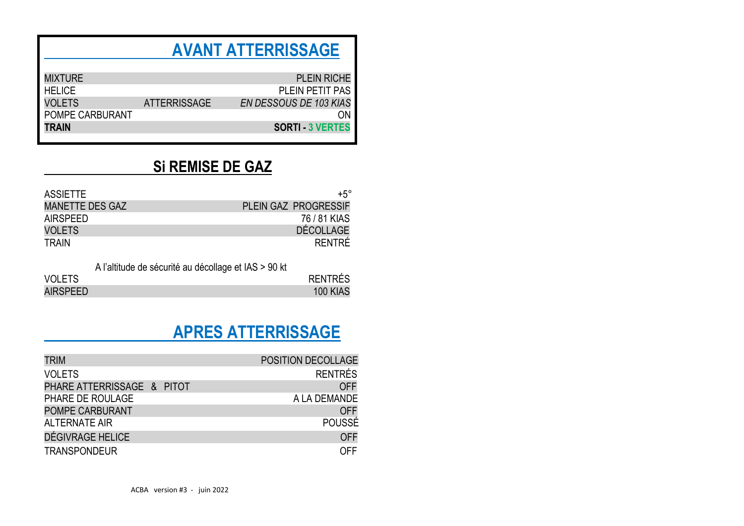## AVANT ATTERRISSAGE

| | | |
|---|---|---|
| MIXTURE | | PLEIN RICHE |
| HELICE | | PLEIN PETIT PAS |
| VOLETS | ATTERRISSAGE | *EN DESSOUS DE 103 KIAS* |
| POMPE CARBURANT | | ON |
| **TRAIN** | | **SORTI - 3 VERTES** |

## Si REMISE DE GAZ

| | |
|---|---|
| ASSIETTE | +5° |
| MANETTE DES GAZ | PLEIN GAZ PROGRESSIF |
| AIRSPEED | 76 / 81 KIAS |
| VOLETS | DÉCOLLAGE |
| TRAIN | RENTRÉ |

A l'altitude de sécurité au décollage et IAS > 90 kt

| | |
|---|---|
| VOLETS | RENTRÉS |
| AIRSPEED | 100 KIAS |

## APRES ATTERRISSAGE

| | |
|---|---|
| TRIM | POSITION DECOLLAGE |
| VOLETS | RENTRÉS |
| PHARE ATTERRISSAGE & PITOT | OFF |
| PHARE DE ROULAGE | A LA DEMANDE |
| POMPE CARBURANT | OFF |
| ALTERNATE AIR | POUSSÉ |
| DÉGIVRAGE HELICE | OFF |
| TRANSPONDEUR | OFF |

ACBA version #3 - juin 2022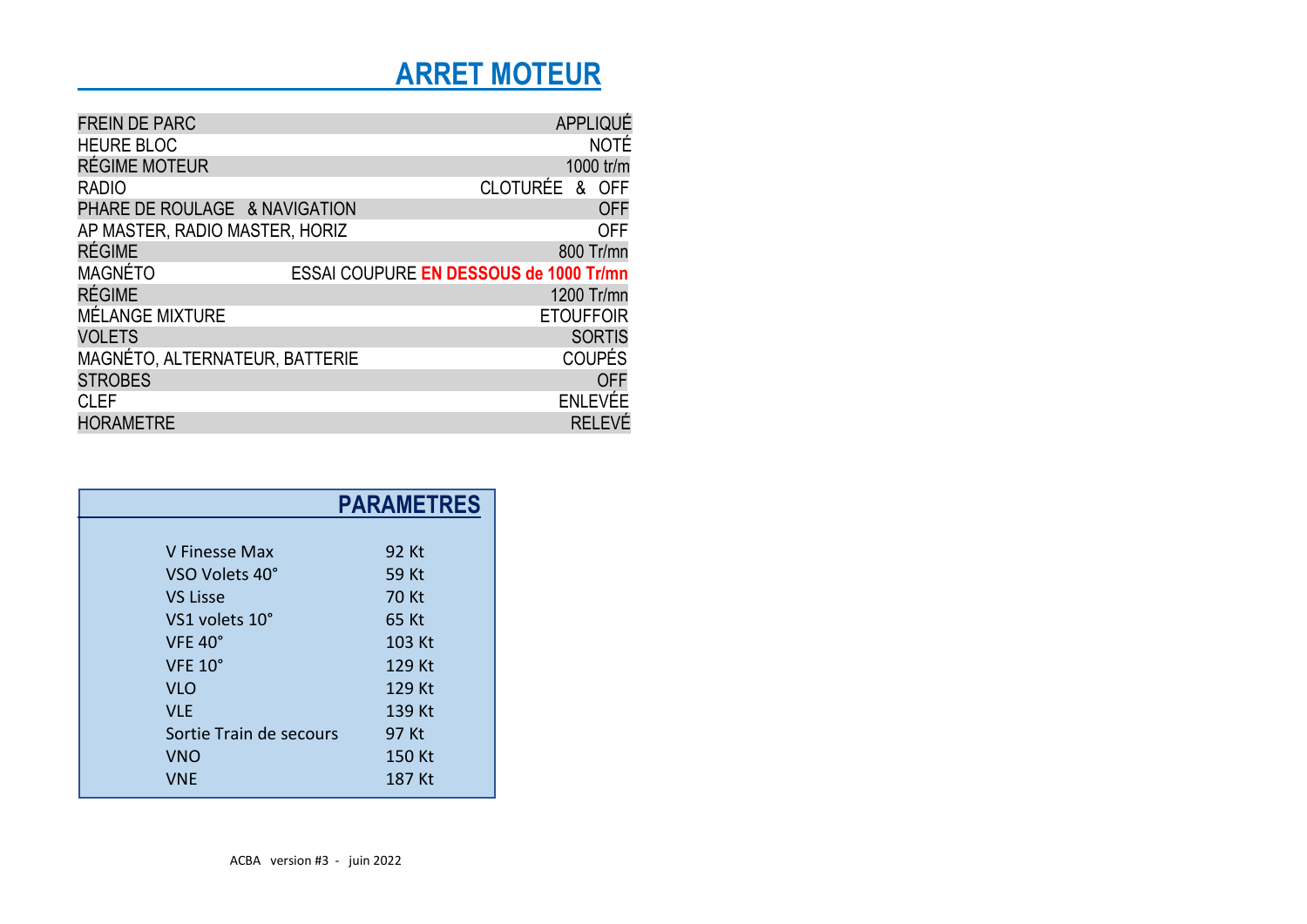# ARRET MOTEUR

| | |
|---|---|
| FREIN DE PARC | APPLIQUÉ |
| HEURE BLOC | NOTÉ |
| RÉGIME MOTEUR | 1000 tr/m |
| RADIO | CLOTURÉE & OFF |
| PHARE DE ROULAGE & NAVIGATION | OFF |
| AP MASTER, RADIO MASTER, HORIZ | OFF |
| RÉGIME | 800 Tr/mn |
| MAGNÉTO | ESSAI COUPURE **EN DESSOUS de 1000 Tr/mn** |
| RÉGIME | 1200 Tr/mn |
| MÉLANGE MIXTURE | ETOUFFOIR |
| VOLETS | SORTIS |
| MAGNÉTO, ALTERNATEUR, BATTERIE | COUPÉS |
| STROBES | OFF |
| CLEF | ENLEVÉE |
| HORAMETRE | RELEVÉ |

## PARAMETRES

| | |
|---|---|
| V Finesse Max | 92 Kt |
| VSO Volets 40° | 59 Kt |
| VS Lisse | 70 Kt |
| VS1 volets 10° | 65 Kt |
| VFE 40° | 103 Kt |
| VFE 10° | 129 Kt |
| VLO | 129 Kt |
| VLE | 139 Kt |
| Sortie Train de secours | 97 Kt |
| VNO | 150 Kt |
| VNE | 187 Kt |

ACBA version #3 - juin 2022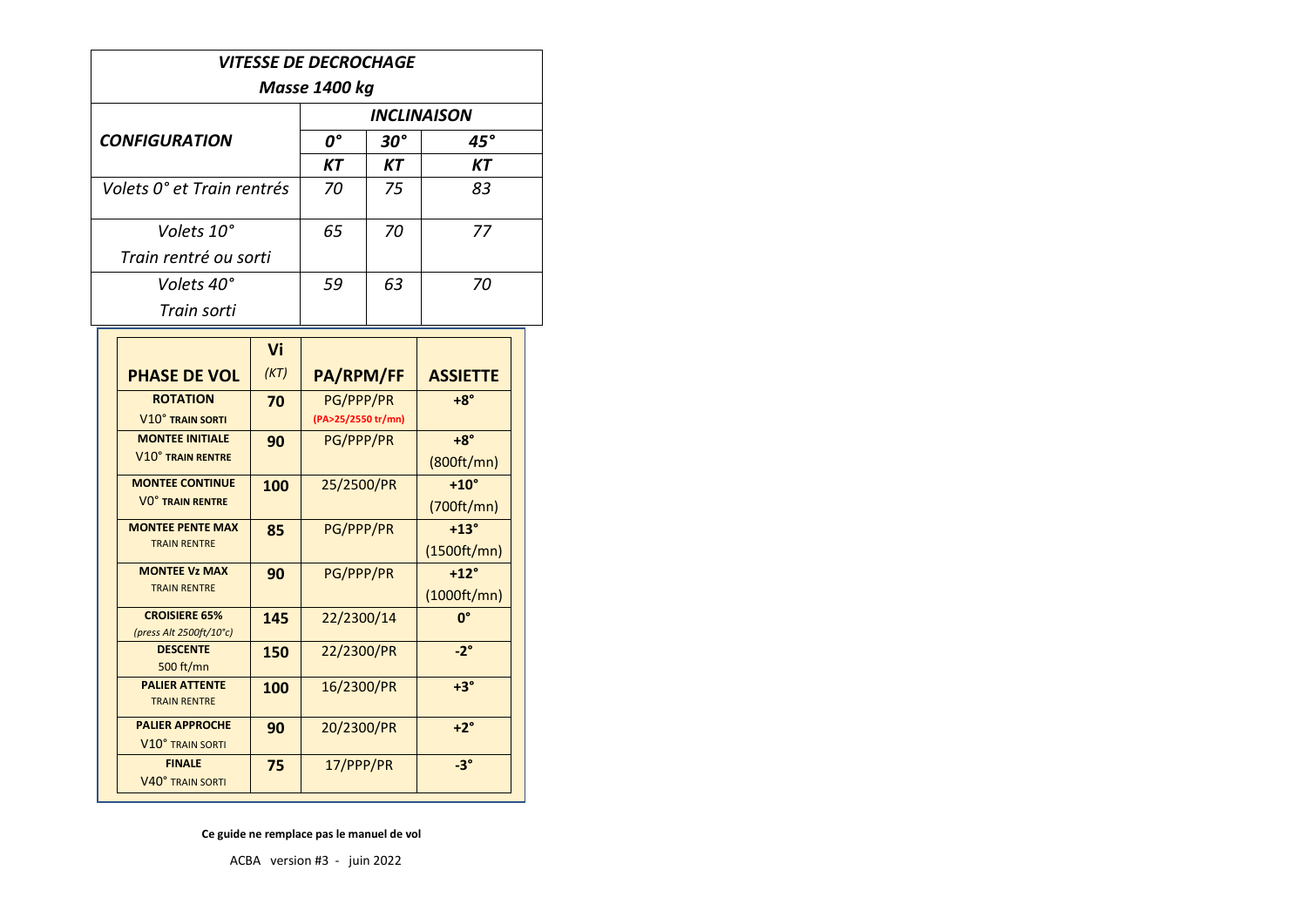| *VITESSE DE DECROCHAGE* *Masse 1400 kg* | | | |
|---|---|---|---|
| ***CONFIGURATION*** | ***INCLINAISON*** | | |
| | ***0°*** | ***30°*** | ***45°*** |
| | ***KT*** | ***KT*** | ***KT*** |
| *Volets 0° et Train rentrés* | *70* | *75* | *83* |
| *Volets 10° Train rentré ou sorti* | *65* | *70* | *77* |
| *Volets 40° Train sorti* | *59* | *63* | *70* |

| **PHASE DE VOL** | **Vi** *(KT)* | **PA/RPM/FF** | **ASSIETTE** |
|---|---|---|---|
| **ROTATION** V10° **TRAIN SORTI** | **70** | PG/PPP/PR **(PA>25/2550 tr/mn)** | **+8°** |
| **MONTEE INITIALE** V10° **TRAIN RENTRE** | **90** | PG/PPP/PR | **+8°** (800ft/mn) |
| **MONTEE CONTINUE** V0° **TRAIN RENTRE** | **100** | 25/2500/PR | **+10°** (700ft/mn) |
| **MONTEE PENTE MAX** TRAIN RENTRE | **85** | PG/PPP/PR | **+13°** (1500ft/mn) |
| **MONTEE Vz MAX** TRAIN RENTRE | **90** | PG/PPP/PR | **+12°** (1000ft/mn) |
| **CROISIERE 65%** *(press Alt 2500ft/10°c)* | **145** | 22/2300/14 | **0°** |
| **DESCENTE** 500 ft/mn | **150** | 22/2300/PR | **-2°** |
| **PALIER ATTENTE** TRAIN RENTRE | **100** | 16/2300/PR | **+3°** |
| **PALIER APPROCHE** V10° TRAIN SORTI | **90** | 20/2300/PR | **+2°** |
| **FINALE** V40° TRAIN SORTI | **75** | 17/PPP/PR | **-3°** |

**Ce guide ne remplace pas le manuel de vol**

ACBA version #3 - juin 2022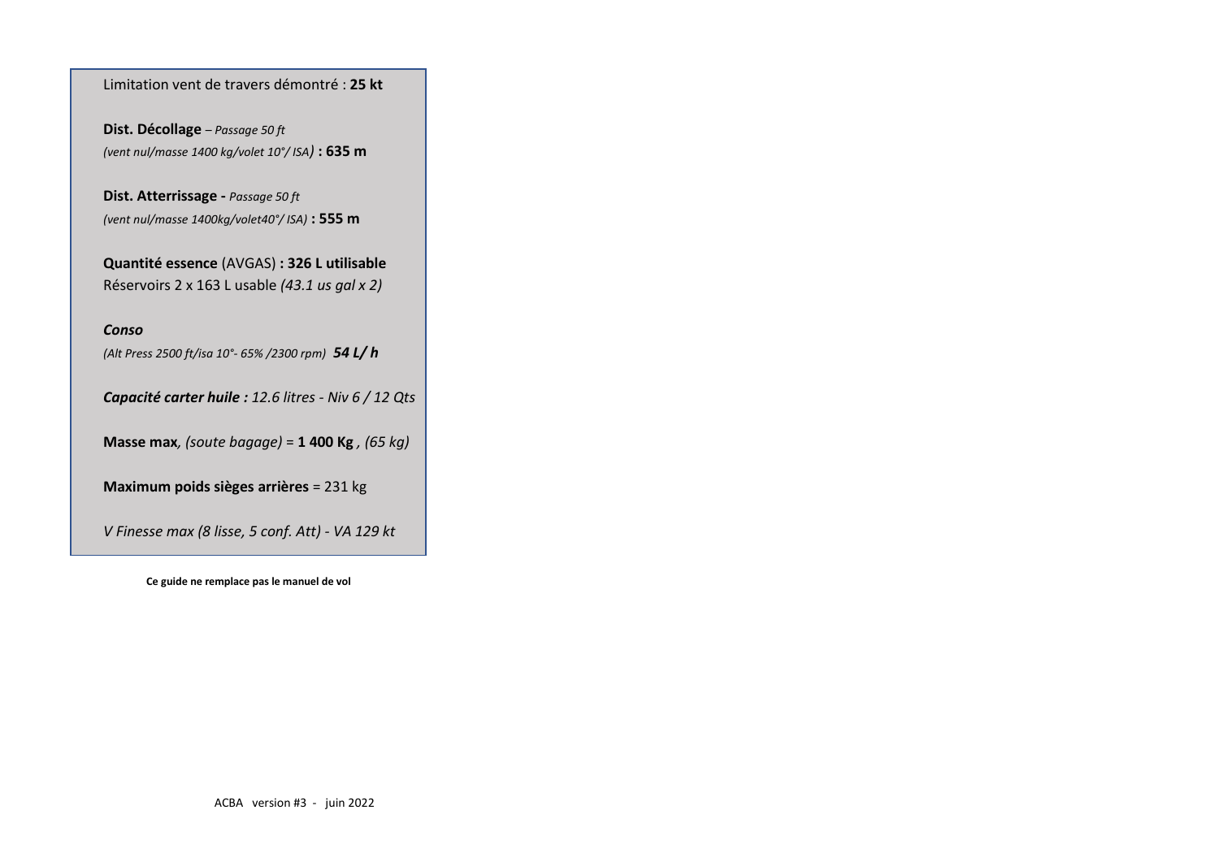Limitation vent de travers démontré : **25 kt**

**Dist. Décollage** – *Passage 50 ft*
*(vent nul/masse 1400 kg/volet 10°/ ISA)* **: 635 m**

**Dist. Atterrissage -** *Passage 50 ft*
*(vent nul/masse 1400kg/volet40°/ ISA)* **: 555 m**

**Quantité essence** (AVGAS) **: 326 L utilisable**
Réservoirs 2 x 163 L usable *(43.1 us gal x 2)*

***Conso***
*(Alt Press 2500 ft/isa 10°- 65% /2300 rpm)* ***54 L/ h***

***Capacité carter huile :*** *12.6 litres - Niv 6 / 12 Qts*

**Masse max***, (soute bagage)* = **1 400 Kg** *, (65 kg)*

**Maximum poids sièges arrières** = 231 kg

*V Finesse max (8 lisse, 5 conf. Att) - VA 129 kt*

**Ce guide ne remplace pas le manuel de vol**

ACBA version #3 - juin 2022